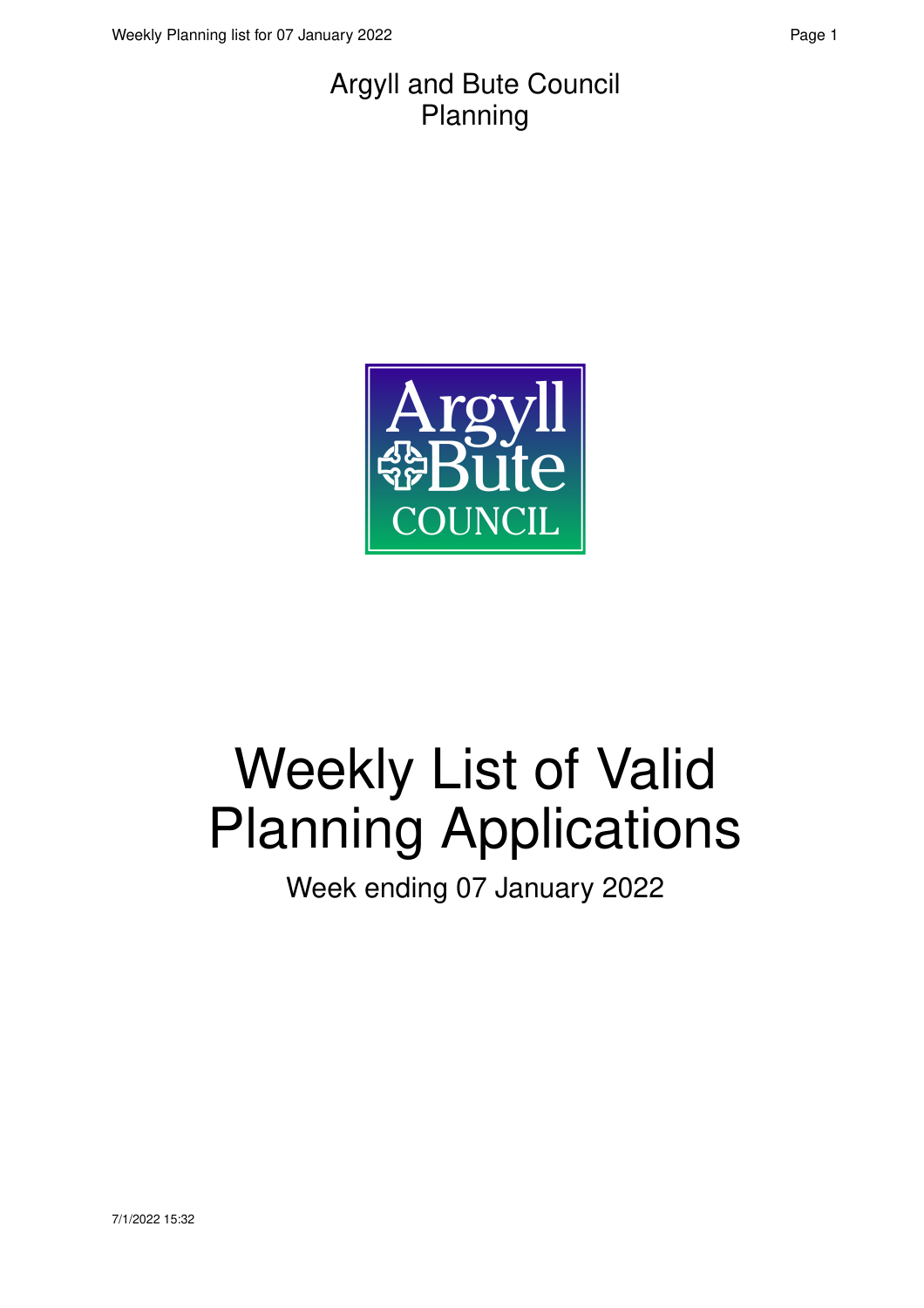Argyll and Bute Council
Planning

# Weekly List of Valid Planning Applications

Week ending 07 January 2022

7/1/2022 15:32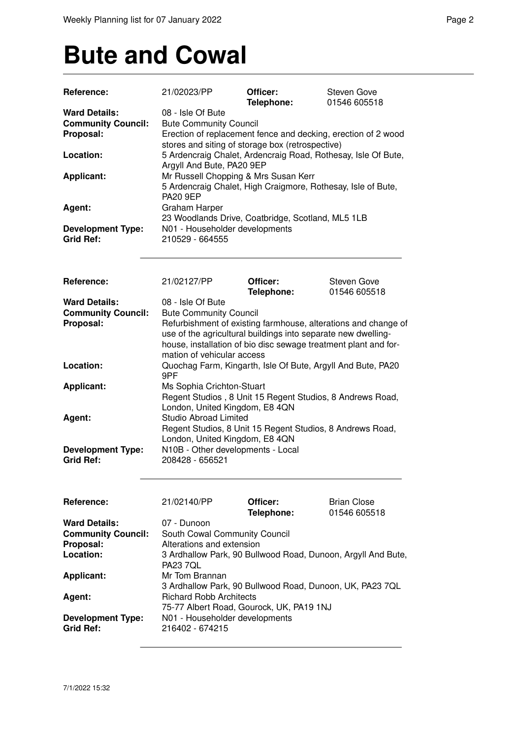# Bute and Cowal

| | | | |
|---|---|---|---|
| **Reference:** | 21/02023/PP | **Officer:** **Telephone:** | Steven Gove 01546 605518 |
| **Ward Details:** | 08 - Isle Of Bute | | |
| **Community Council:** | Bute Community Council | | |
| **Proposal:** | Erection of replacement fence and decking, erection of 2 wood stores and siting of storage box (retrospective) | | |
| **Location:** | 5 Ardencraig Chalet, Ardencraig Road, Rothesay, Isle Of Bute, Argyll And Bute, PA20 9EP | | |
| **Applicant:** | Mr Russell Chopping & Mrs Susan Kerr 5 Ardencraig Chalet, High Craigmore, Rothesay, Isle of Bute, PA20 9EP | | |
| **Agent:** | Graham Harper 23 Woodlands Drive, Coatbridge, Scotland, ML5 1LB | | |
| **Development Type:** | N01 - Householder developments | | |
| **Grid Ref:** | 210529 - 664555 | | |

---

| | | | |
|---|---|---|---|
| **Reference:** | 21/02127/PP | **Officer:** **Telephone:** | Steven Gove 01546 605518 |
| **Ward Details:** | 08 - Isle Of Bute | | |
| **Community Council:** | Bute Community Council | | |
| **Proposal:** | Refurbishment of existing farmhouse, alterations and change of use of the agricultural buildings into separate new dwellinghouse, installation of bio disc sewage treatment plant and formation of vehicular access | | |
| **Location:** | Quochag Farm, Kingarth, Isle Of Bute, Argyll And Bute, PA20 9PF | | |
| **Applicant:** | Ms Sophia Crichton-Stuart Regent Studios , 8 Unit 15 Regent Studios, 8 Andrews Road, London, United Kingdom, E8 4QN | | |
| **Agent:** | Studio Abroad Limited Regent Studios, 8 Unit 15 Regent Studios, 8 Andrews Road, London, United Kingdom, E8 4QN | | |
| **Development Type:** | N10B - Other developments - Local | | |
| **Grid Ref:** | 208428 - 656521 | | |

---

| | | | |
|---|---|---|---|
| **Reference:** | 21/02140/PP | **Officer:** **Telephone:** | Brian Close 01546 605518 |
| **Ward Details:** | 07 - Dunoon | | |
| **Community Council:** | South Cowal Community Council | | |
| **Proposal:** | Alterations and extension | | |
| **Location:** | 3 Ardhallow Park, 90 Bullwood Road, Dunoon, Argyll And Bute, PA23 7QL | | |
| **Applicant:** | Mr Tom Brannan 3 Ardhallow Park, 90 Bullwood Road, Dunoon, UK, PA23 7QL | | |
| **Agent:** | Richard Robb Architects 75-77 Albert Road, Gourock, UK, PA19 1NJ | | |
| **Development Type:** | N01 - Householder developments | | |
| **Grid Ref:** | 216402 - 674215 | | |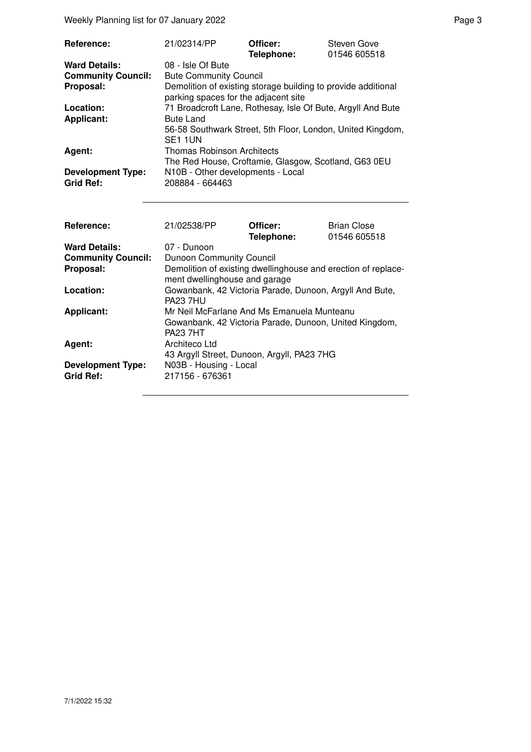| **Reference:** | 21/02314/PP | **Officer:** **Telephone:** | Steven Gove 01546 605518 |
|---|---|---|---|
| **Ward Details:** | 08 - Isle Of Bute | | |
| **Community Council:** | Bute Community Council | | |
| **Proposal:** | Demolition of existing storage building to provide additional parking spaces for the adjacent site | | |
| **Location:** | 71 Broadcroft Lane, Rothesay, Isle Of Bute, Argyll And Bute | | |
| **Applicant:** | Bute Land 56-58 Southwark Street, 5th Floor, London, United Kingdom, SE1 1UN | | |
| **Agent:** | Thomas Robinson Architects The Red House, Croftamie, Glasgow, Scotland, G63 0EU | | |
| **Development Type:** | N10B - Other developments - Local | | |
| **Grid Ref:** | 208884 - 664463 | | |

| **Reference:** | 21/02538/PP | **Officer:** **Telephone:** | Brian Close 01546 605518 |
|---|---|---|---|
| **Ward Details:** | 07 - Dunoon | | |
| **Community Council:** | Dunoon Community Council | | |
| **Proposal:** | Demolition of existing dwellinghouse and erection of replacement dwellinghouse and garage | | |
| **Location:** | Gowanbank, 42 Victoria Parade, Dunoon, Argyll And Bute, PA23 7HU | | |
| **Applicant:** | Mr Neil McFarlane And Ms Emanuela Munteanu Gowanbank, 42 Victoria Parade, Dunoon, United Kingdom, PA23 7HT | | |
| **Agent:** | Architeco Ltd 43 Argyll Street, Dunoon, Argyll, PA23 7HG | | |
| **Development Type:** | N03B - Housing - Local | | |
| **Grid Ref:** | 217156 - 676361 | | |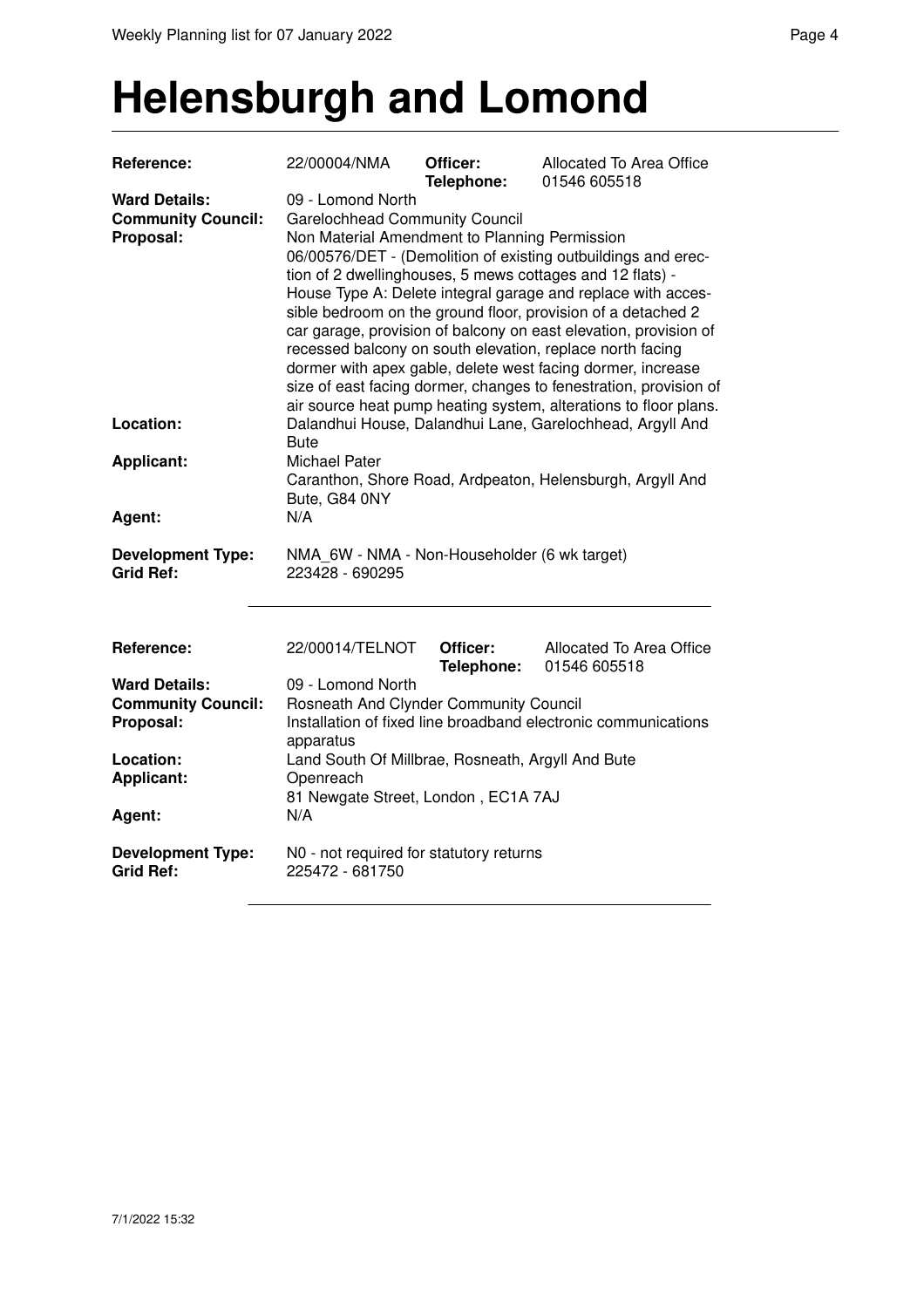# Helensburgh and Lomond

| | | | |
|---|---|---|---|
| **Reference:** | 22/00004/NMA | **Officer:** **Telephone:** | Allocated To Area Office 01546 605518 |
| **Ward Details:** | 09 - Lomond North | | |
| **Community Council:** | Garelochhead Community Council | | |
| **Proposal:** | Non Material Amendment to Planning Permission 06/00576/DET - (Demolition of existing outbuildings and erection of 2 dwellinghouses, 5 mews cottages and 12 flats) - House Type A: Delete integral garage and replace with accessible bedroom on the ground floor, provision of a detached 2 car garage, provision of balcony on east elevation, provision of recessed balcony on south elevation, replace north facing dormer with apex gable, delete west facing dormer, increase size of east facing dormer, changes to fenestration, provision of air source heat pump heating system, alterations to floor plans. | | |
| **Location:** | Dalandhui House, Dalandhui Lane, Garelochhead, Argyll And Bute | | |
| **Applicant:** | Michael Pater Caranthon, Shore Road, Ardpeaton, Helensburgh, Argyll And Bute, G84 0NY | | |
| **Agent:** | N/A | | |
| **Development Type:** | NMA_6W - NMA - Non-Householder (6 wk target) | | |
| **Grid Ref:** | 223428 - 690295 | | |

| | | | |
|---|---|---|---|
| **Reference:** | 22/00014/TELNOT | **Officer:** **Telephone:** | Allocated To Area Office 01546 605518 |
| **Ward Details:** | 09 - Lomond North | | |
| **Community Council:** | Rosneath And Clynder Community Council | | |
| **Proposal:** | Installation of fixed line broadband electronic communications apparatus | | |
| **Location:** | Land South Of Millbrae, Rosneath, Argyll And Bute | | |
| **Applicant:** | Openreach 81 Newgate Street, London , EC1A 7AJ | | |
| **Agent:** | N/A | | |
| **Development Type:** | N0 - not required for statutory returns | | |
| **Grid Ref:** | 225472 - 681750 | | |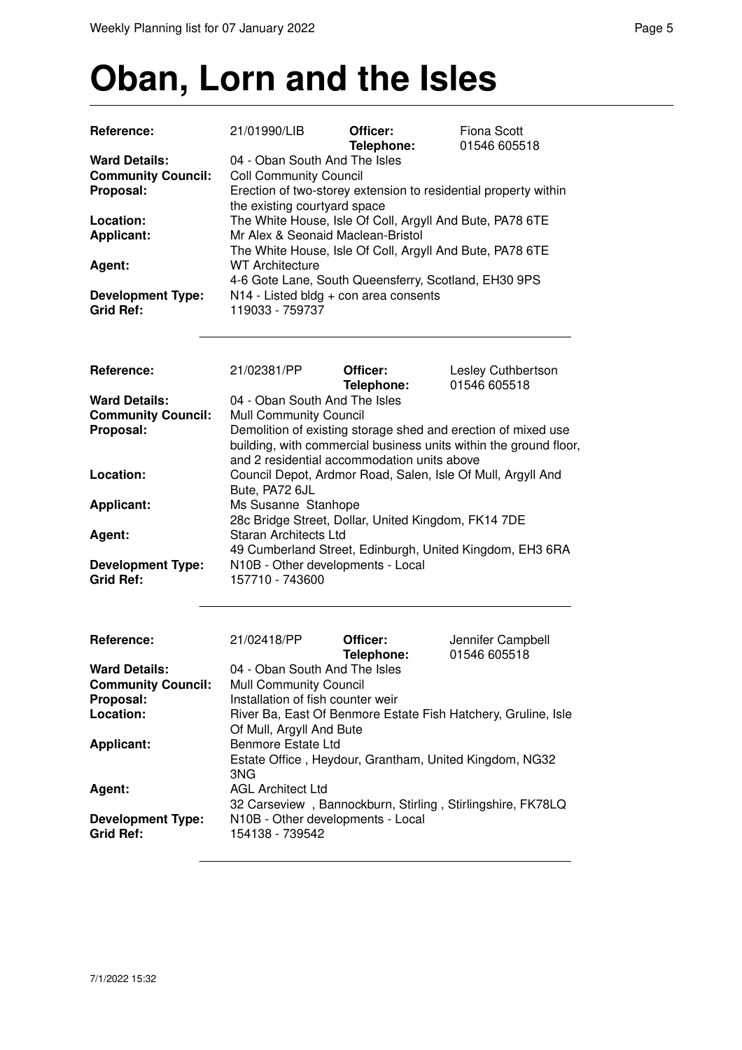# Oban, Lorn and the Isles

| | | | |
|---|---|---|---|
| **Reference:** | 21/01990/LIB | **Officer:** **Telephone:** | Fiona Scott 01546 605518 |
| **Ward Details:** | 04 - Oban South And The Isles | | |
| **Community Council:** | Coll Community Council | | |
| **Proposal:** | Erection of two-storey extension to residential property within the existing courtyard space | | |
| **Location:** | The White House, Isle Of Coll, Argyll And Bute, PA78 6TE | | |
| **Applicant:** | Mr Alex & Seonaid Maclean-Bristol The White House, Isle Of Coll, Argyll And Bute, PA78 6TE | | |
| **Agent:** | WT Architecture 4-6 Gote Lane, South Queensferry, Scotland, EH30 9PS | | |
| **Development Type:** | N14 - Listed bldg + con area consents | | |
| **Grid Ref:** | 119033 - 759737 | | |

| | | | |
|---|---|---|---|
| **Reference:** | 21/02381/PP | **Officer:** **Telephone:** | Lesley Cuthbertson 01546 605518 |
| **Ward Details:** | 04 - Oban South And The Isles | | |
| **Community Council:** | Mull Community Council | | |
| **Proposal:** | Demolition of existing storage shed and erection of mixed use building, with commercial business units within the ground floor, and 2 residential accommodation units above | | |
| **Location:** | Council Depot, Ardmor Road, Salen, Isle Of Mull, Argyll And Bute, PA72 6JL | | |
| **Applicant:** | Ms Susanne Stanhope 28c Bridge Street, Dollar, United Kingdom, FK14 7DE | | |
| **Agent:** | Staran Architects Ltd 49 Cumberland Street, Edinburgh, United Kingdom, EH3 6RA | | |
| **Development Type:** | N10B - Other developments - Local | | |
| **Grid Ref:** | 157710 - 743600 | | |

| | | | |
|---|---|---|---|
| **Reference:** | 21/02418/PP | **Officer:** **Telephone:** | Jennifer Campbell 01546 605518 |
| **Ward Details:** | 04 - Oban South And The Isles | | |
| **Community Council:** | Mull Community Council | | |
| **Proposal:** | Installation of fish counter weir | | |
| **Location:** | River Ba, East Of Benmore Estate Fish Hatchery, Gruline, Isle Of Mull, Argyll And Bute | | |
| **Applicant:** | Benmore Estate Ltd Estate Office , Heydour, Grantham, United Kingdom, NG32 3NG | | |
| **Agent:** | AGL Architect Ltd 32 Carseview , Bannockburn, Stirling , Stirlingshire, FK78LQ | | |
| **Development Type:** | N10B - Other developments - Local | | |
| **Grid Ref:** | 154138 - 739542 | | |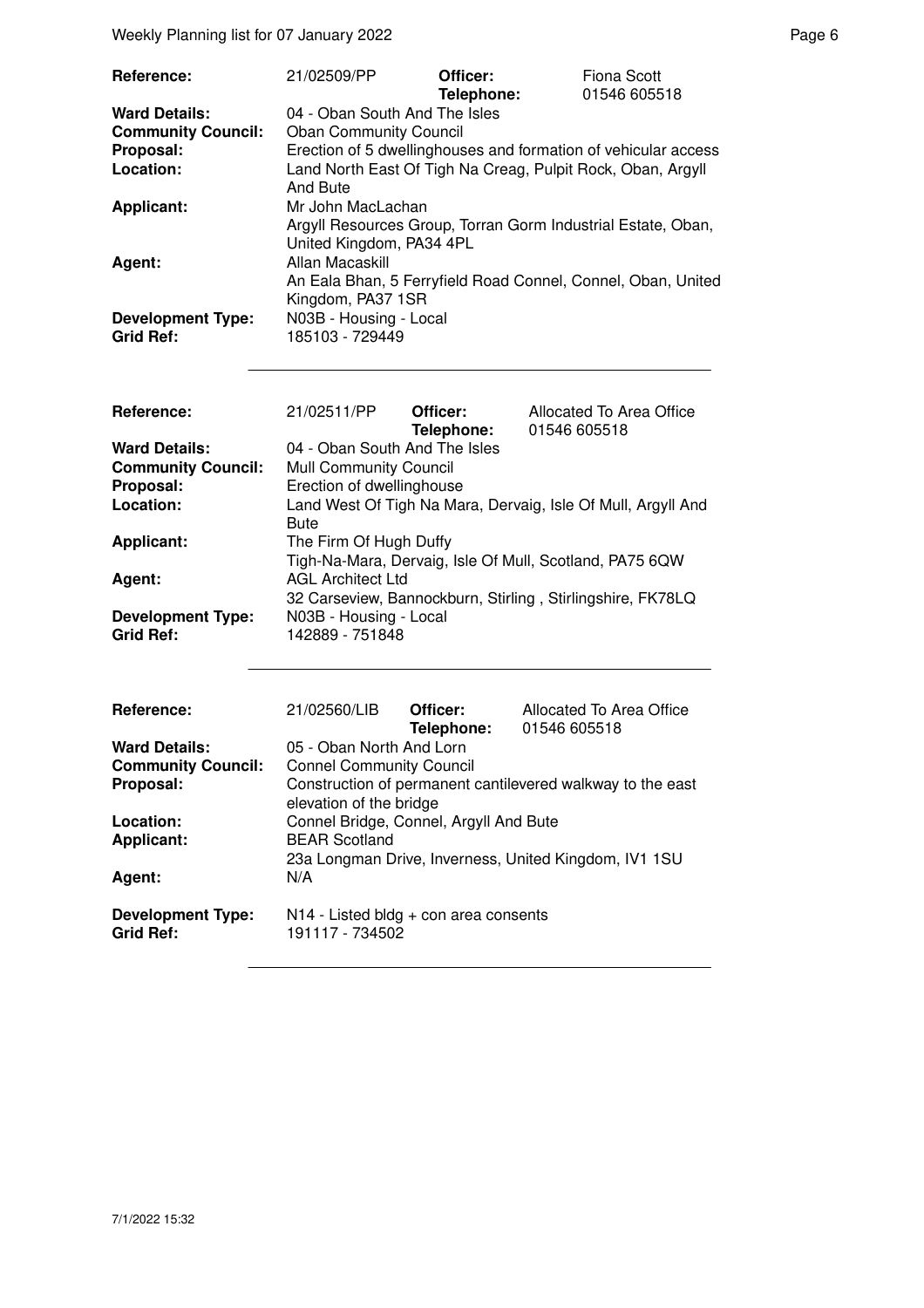| | | | |
|---|---|---|---|
| **Reference:** | 21/02509/PP | **Officer:** **Telephone:** | Fiona Scott 01546 605518 |
| **Ward Details:** | 04 - Oban South And The Isles | | |
| **Community Council:** | Oban Community Council | | |
| **Proposal:** | Erection of 5 dwellinghouses and formation of vehicular access | | |
| **Location:** | Land North East Of Tigh Na Creag, Pulpit Rock, Oban, Argyll And Bute | | |
| **Applicant:** | Mr John MacLachan Argyll Resources Group, Torran Gorm Industrial Estate, Oban, United Kingdom, PA34 4PL | | |
| **Agent:** | Allan Macaskill An Eala Bhan, 5 Ferryfield Road Connel, Connel, Oban, United Kingdom, PA37 1SR | | |
| **Development Type:** | N03B - Housing - Local | | |
| **Grid Ref:** | 185103 - 729449 | | |

| | | | |
|---|---|---|---|
| **Reference:** | 21/02511/PP | **Officer:** **Telephone:** | Allocated To Area Office 01546 605518 |
| **Ward Details:** | 04 - Oban South And The Isles | | |
| **Community Council:** | Mull Community Council | | |
| **Proposal:** | Erection of dwellinghouse | | |
| **Location:** | Land West Of Tigh Na Mara, Dervaig, Isle Of Mull, Argyll And Bute | | |
| **Applicant:** | The Firm Of Hugh Duffy Tigh-Na-Mara, Dervaig, Isle Of Mull, Scotland, PA75 6QW | | |
| **Agent:** | AGL Architect Ltd 32 Carseview, Bannockburn, Stirling , Stirlingshire, FK78LQ | | |
| **Development Type:** | N03B - Housing - Local | | |
| **Grid Ref:** | 142889 - 751848 | | |

| | | | |
|---|---|---|---|
| **Reference:** | 21/02560/LIB | **Officer:** **Telephone:** | Allocated To Area Office 01546 605518 |
| **Ward Details:** | 05 - Oban North And Lorn | | |
| **Community Council:** | Connel Community Council | | |
| **Proposal:** | Construction of permanent cantilevered walkway to the east elevation of the bridge | | |
| **Location:** | Connel Bridge, Connel, Argyll And Bute | | |
| **Applicant:** | BEAR Scotland 23a Longman Drive, Inverness, United Kingdom, IV1 1SU | | |
| **Agent:** | N/A | | |
| **Development Type:** | N14 - Listed bldg + con area consents | | |
| **Grid Ref:** | 191117 - 734502 | | |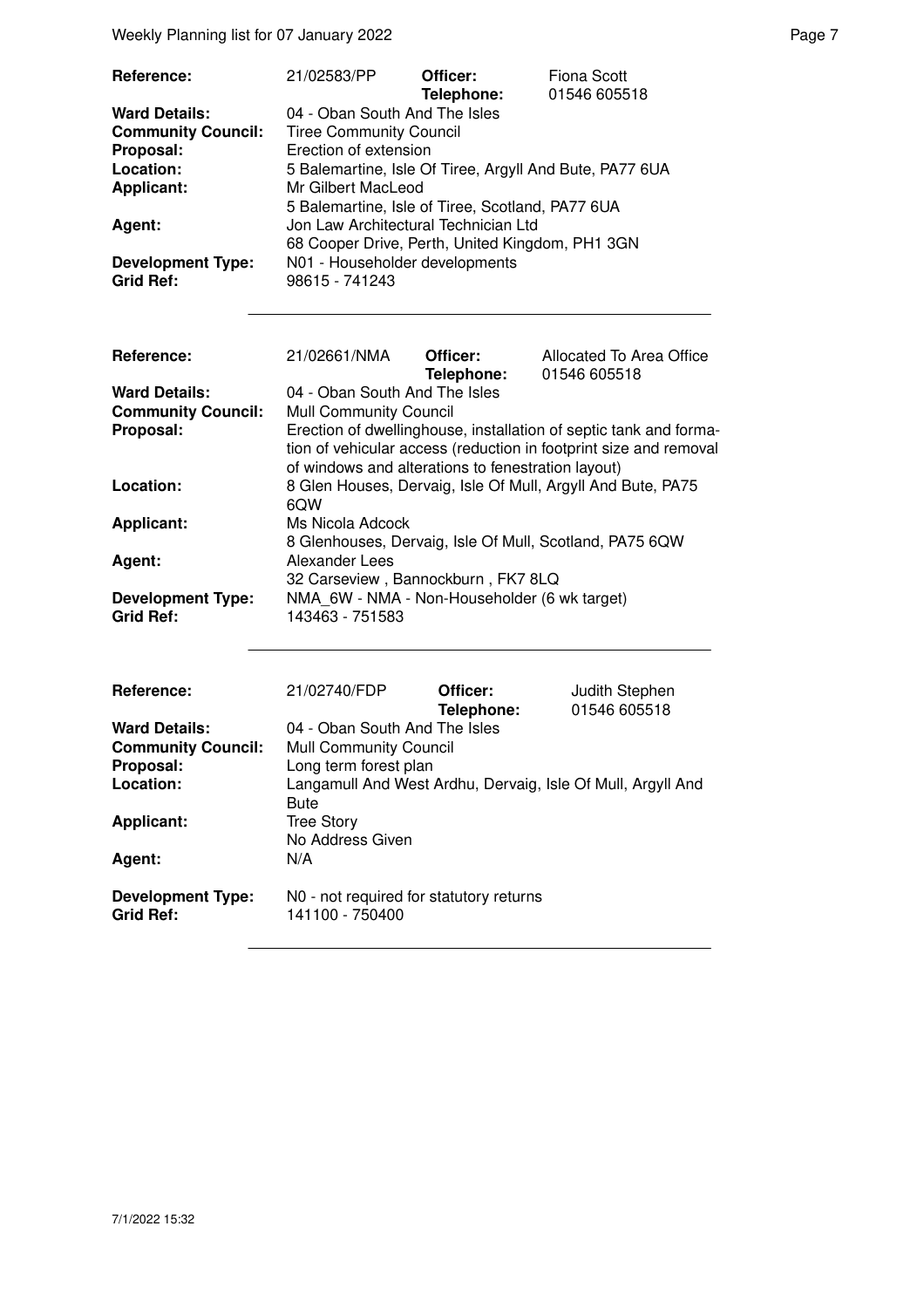| | | | |
|---|---|---|---|
| **Reference:** | 21/02583/PP | **Officer:** **Telephone:** | Fiona Scott 01546 605518 |
| **Ward Details:** | 04 - Oban South And The Isles | | |
| **Community Council:** | Tiree Community Council | | |
| **Proposal:** | Erection of extension | | |
| **Location:** | 5 Balemartine, Isle Of Tiree, Argyll And Bute, PA77 6UA | | |
| **Applicant:** | Mr Gilbert MacLeod<br>5 Balemartine, Isle of Tiree, Scotland, PA77 6UA | | |
| **Agent:** | Jon Law Architectural Technician Ltd<br>68 Cooper Drive, Perth, United Kingdom, PH1 3GN | | |
| **Development Type:** | N01 - Householder developments | | |
| **Grid Ref:** | 98615 - 741243 | | |

| | | | |
|---|---|---|---|
| **Reference:** | 21/02661/NMA | **Officer:** **Telephone:** | Allocated To Area Office 01546 605518 |
| **Ward Details:** | 04 - Oban South And The Isles | | |
| **Community Council:** | Mull Community Council | | |
| **Proposal:** | Erection of dwellinghouse, installation of septic tank and formation of vehicular access (reduction in footprint size and removal of windows and alterations to fenestration layout) | | |
| **Location:** | 8 Glen Houses, Dervaig, Isle Of Mull, Argyll And Bute, PA75 6QW | | |
| **Applicant:** | Ms Nicola Adcock<br>8 Glenhouses, Dervaig, Isle Of Mull, Scotland, PA75 6QW | | |
| **Agent:** | Alexander Lees<br>32 Carseview , Bannockburn , FK7 8LQ | | |
| **Development Type:** | NMA_6W - NMA - Non-Householder (6 wk target) | | |
| **Grid Ref:** | 143463 - 751583 | | |

| | | | |
|---|---|---|---|
| **Reference:** | 21/02740/FDP | **Officer:** **Telephone:** | Judith Stephen 01546 605518 |
| **Ward Details:** | 04 - Oban South And The Isles | | |
| **Community Council:** | Mull Community Council | | |
| **Proposal:** | Long term forest plan | | |
| **Location:** | Langamull And West Ardhu, Dervaig, Isle Of Mull, Argyll And Bute | | |
| **Applicant:** | Tree Story<br>No Address Given | | |
| **Agent:** | N/A | | |
| **Development Type:** | N0 - not required for statutory returns | | |
| **Grid Ref:** | 141100 - 750400 | | |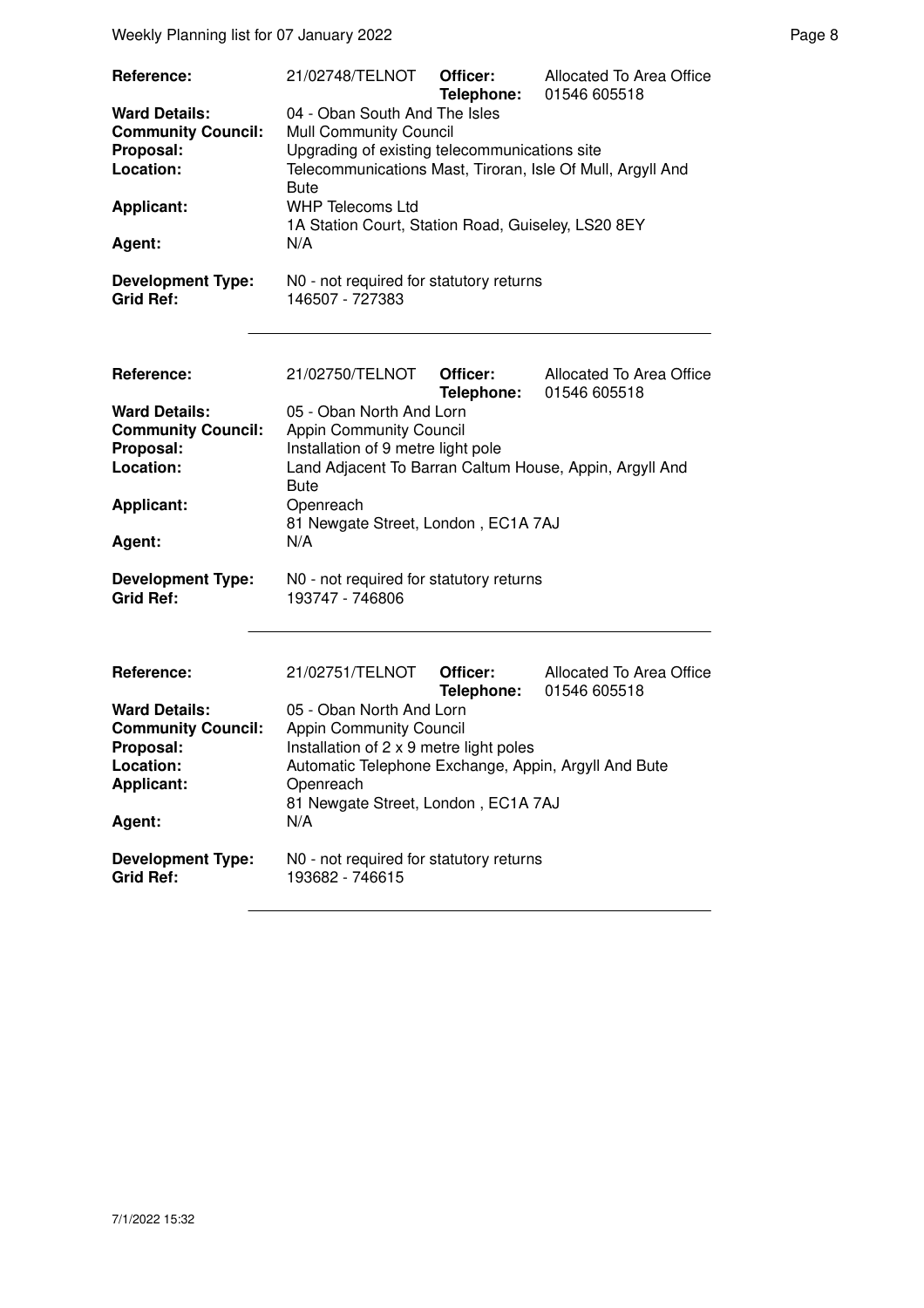| | | | |
|---|---|---|---|
| **Reference:** | 21/02748/TELNOT | **Officer:** **Telephone:** | Allocated To Area Office 01546 605518 |
| **Ward Details:** | 04 - Oban South And The Isles | | |
| **Community Council:** | Mull Community Council | | |
| **Proposal:** | Upgrading of existing telecommunications site | | |
| **Location:** | Telecommunications Mast, Tiroran, Isle Of Mull, Argyll And Bute | | |
| **Applicant:** | WHP Telecoms Ltd 1A Station Court, Station Road, Guiseley, LS20 8EY | | |
| **Agent:** | N/A | | |
| **Development Type:** | N0 - not required for statutory returns | | |
| **Grid Ref:** | 146507 - 727383 | | |

| | | | |
|---|---|---|---|
| **Reference:** | 21/02750/TELNOT | **Officer:** **Telephone:** | Allocated To Area Office 01546 605518 |
| **Ward Details:** | 05 - Oban North And Lorn | | |
| **Community Council:** | Appin Community Council | | |
| **Proposal:** | Installation of 9 metre light pole | | |
| **Location:** | Land Adjacent To Barran Caltum House, Appin, Argyll And Bute | | |
| **Applicant:** | Openreach 81 Newgate Street, London , EC1A 7AJ | | |
| **Agent:** | N/A | | |
| **Development Type:** | N0 - not required for statutory returns | | |
| **Grid Ref:** | 193747 - 746806 | | |

| | | | |
|---|---|---|---|
| **Reference:** | 21/02751/TELNOT | **Officer:** **Telephone:** | Allocated To Area Office 01546 605518 |
| **Ward Details:** | 05 - Oban North And Lorn | | |
| **Community Council:** | Appin Community Council | | |
| **Proposal:** | Installation of 2 x 9 metre light poles | | |
| **Location:** | Automatic Telephone Exchange, Appin, Argyll And Bute | | |
| **Applicant:** | Openreach 81 Newgate Street, London , EC1A 7AJ | | |
| **Agent:** | N/A | | |
| **Development Type:** | N0 - not required for statutory returns | | |
| **Grid Ref:** | 193682 - 746615 | | |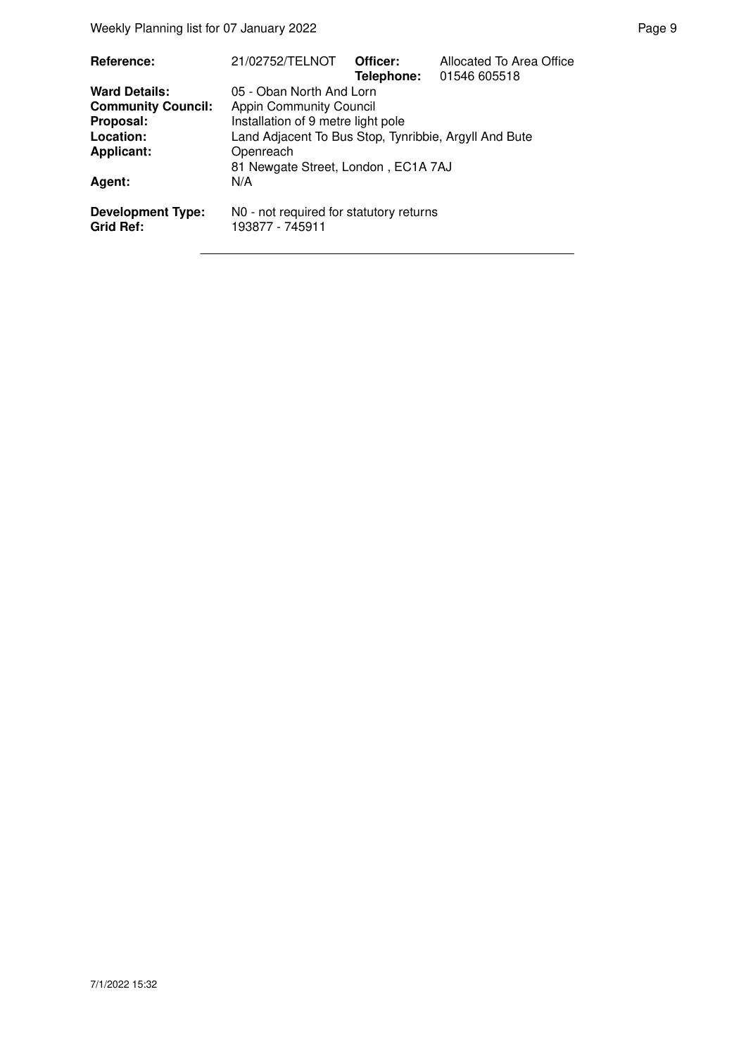| | | | |
|---|---|---|---|
| **Reference:** | 21/02752/TELNOT | **Officer:** | Allocated To Area Office |
| | | **Telephone:** | 01546 605518 |
| **Ward Details:** | 05 - Oban North And Lorn | | |
| **Community Council:** | Appin Community Council | | |
| **Proposal:** | Installation of 9 metre light pole | | |
| **Location:** | Land Adjacent To Bus Stop, Tynribbie, Argyll And Bute | | |
| **Applicant:** | Openreach | | |
| | 81 Newgate Street, London , EC1A 7AJ | | |
| **Agent:** | N/A | | |
| **Development Type:** | N0 - not required for statutory returns | | |
| **Grid Ref:** | 193877 - 745911 | | |

7/1/2022 15:32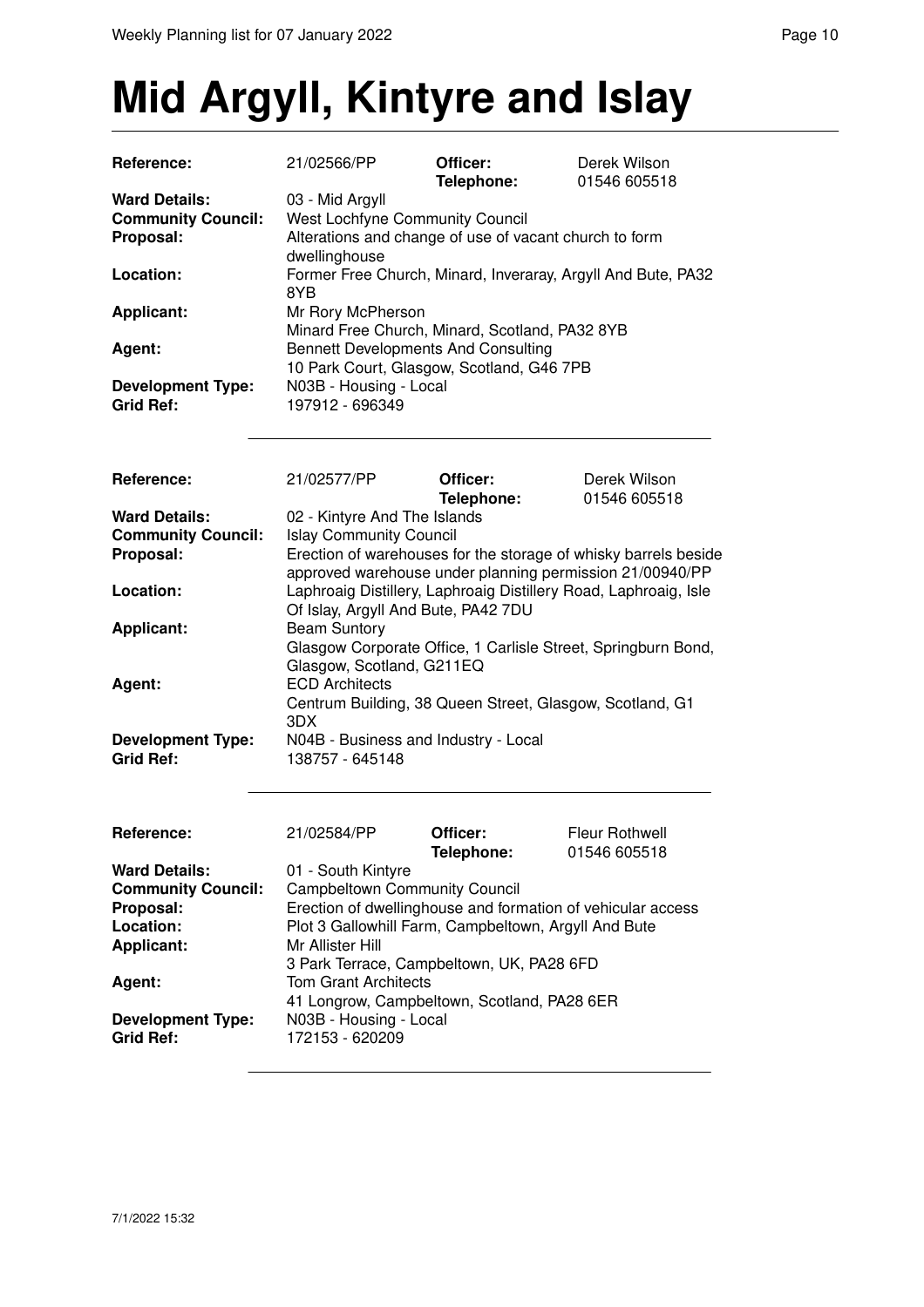# Mid Argyll, Kintyre and Islay

| | | | |
|---|---|---|---|
| **Reference:** | 21/02566/PP | **Officer:** **Telephone:** | Derek Wilson 01546 605518 |
| **Ward Details:** | 03 - Mid Argyll | | |
| **Community Council:** | West Lochfyne Community Council | | |
| **Proposal:** | Alterations and change of use of vacant church to form dwellinghouse | | |
| **Location:** | Former Free Church, Minard, Inveraray, Argyll And Bute, PA32 8YB | | |
| **Applicant:** | Mr Rory McPherson Minard Free Church, Minard, Scotland, PA32 8YB | | |
| **Agent:** | Bennett Developments And Consulting 10 Park Court, Glasgow, Scotland, G46 7PB | | |
| **Development Type:** | N03B - Housing - Local | | |
| **Grid Ref:** | 197912 - 696349 | | |

| | | | |
|---|---|---|---|
| **Reference:** | 21/02577/PP | **Officer:** **Telephone:** | Derek Wilson 01546 605518 |
| **Ward Details:** | 02 - Kintyre And The Islands | | |
| **Community Council:** | Islay Community Council | | |
| **Proposal:** | Erection of warehouses for the storage of whisky barrels beside approved warehouse under planning permission 21/00940/PP | | |
| **Location:** | Laphroaig Distillery, Laphroaig Distillery Road, Laphroaig, Isle Of Islay, Argyll And Bute, PA42 7DU | | |
| **Applicant:** | Beam Suntory Glasgow Corporate Office, 1 Carlisle Street, Springburn Bond, Glasgow, Scotland, G211EQ | | |
| **Agent:** | ECD Architects Centrum Building, 38 Queen Street, Glasgow, Scotland, G1 3DX | | |
| **Development Type:** | N04B - Business and Industry - Local | | |
| **Grid Ref:** | 138757 - 645148 | | |

| | | | |
|---|---|---|---|
| **Reference:** | 21/02584/PP | **Officer:** **Telephone:** | Fleur Rothwell 01546 605518 |
| **Ward Details:** | 01 - South Kintyre | | |
| **Community Council:** | Campbeltown Community Council | | |
| **Proposal:** | Erection of dwellinghouse and formation of vehicular access | | |
| **Location:** | Plot 3 Gallowhill Farm, Campbeltown, Argyll And Bute | | |
| **Applicant:** | Mr Allister Hill 3 Park Terrace, Campbeltown, UK, PA28 6FD | | |
| **Agent:** | Tom Grant Architects 41 Longrow, Campbeltown, Scotland, PA28 6ER | | |
| **Development Type:** | N03B - Housing - Local | | |
| **Grid Ref:** | 172153 - 620209 | | |